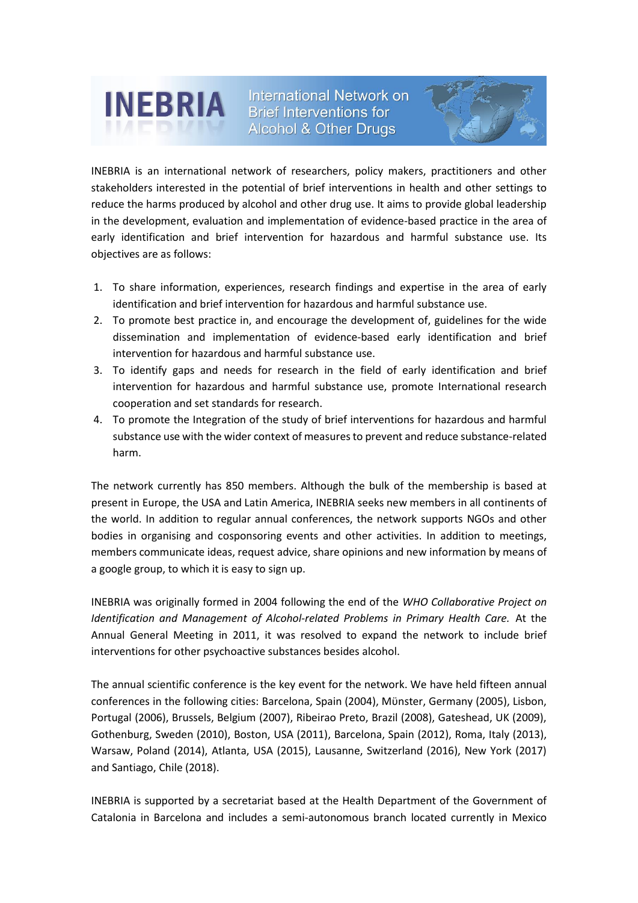# INEBRIA

International Network on Brief Interventions for Alcohol & Other Drugs

INEBRIA is an international network of researchers, policy makers, practitioners and other stakeholders interested in the potential of brief interventions in health and other settings to reduce the harms produced by alcohol and other drug use. It aims to provide global leadership in the development, evaluation and implementation of evidence-based practice in the area of early identification and brief intervention for hazardous and harmful substance use. Its objectives are as follows:

1. To share information, experiences, research findings and expertise in the area of early identification and brief intervention for hazardous and harmful substance use.
2. To promote best practice in, and encourage the development of, guidelines for the wide dissemination and implementation of evidence-based early identification and brief intervention for hazardous and harmful substance use.
3. To identify gaps and needs for research in the field of early identification and brief intervention for hazardous and harmful substance use, promote International research cooperation and set standards for research.
4. To promote the Integration of the study of brief interventions for hazardous and harmful substance use with the wider context of measures to prevent and reduce substance-related harm.

The network currently has 850 members. Although the bulk of the membership is based at present in Europe, the USA and Latin America, INEBRIA seeks new members in all continents of the world. In addition to regular annual conferences, the network supports NGOs and other bodies in organising and cosponsoring events and other activities. In addition to meetings, members communicate ideas, request advice, share opinions and new information by means of a google group, to which it is easy to sign up.

INEBRIA was originally formed in 2004 following the end of the *WHO Collaborative Project on Identification and Management of Alcohol-related Problems in Primary Health Care.* At the Annual General Meeting in 2011, it was resolved to expand the network to include brief interventions for other psychoactive substances besides alcohol.

The annual scientific conference is the key event for the network. We have held fifteen annual conferences in the following cities: Barcelona, Spain (2004), Münster, Germany (2005), Lisbon, Portugal (2006), Brussels, Belgium (2007), Ribeirao Preto, Brazil (2008), Gateshead, UK (2009), Gothenburg, Sweden (2010), Boston, USA (2011), Barcelona, Spain (2012), Roma, Italy (2013), Warsaw, Poland (2014), Atlanta, USA (2015), Lausanne, Switzerland (2016), New York (2017) and Santiago, Chile (2018).

INEBRIA is supported by a secretariat based at the Health Department of the Government of Catalonia in Barcelona and includes a semi-autonomous branch located currently in Mexico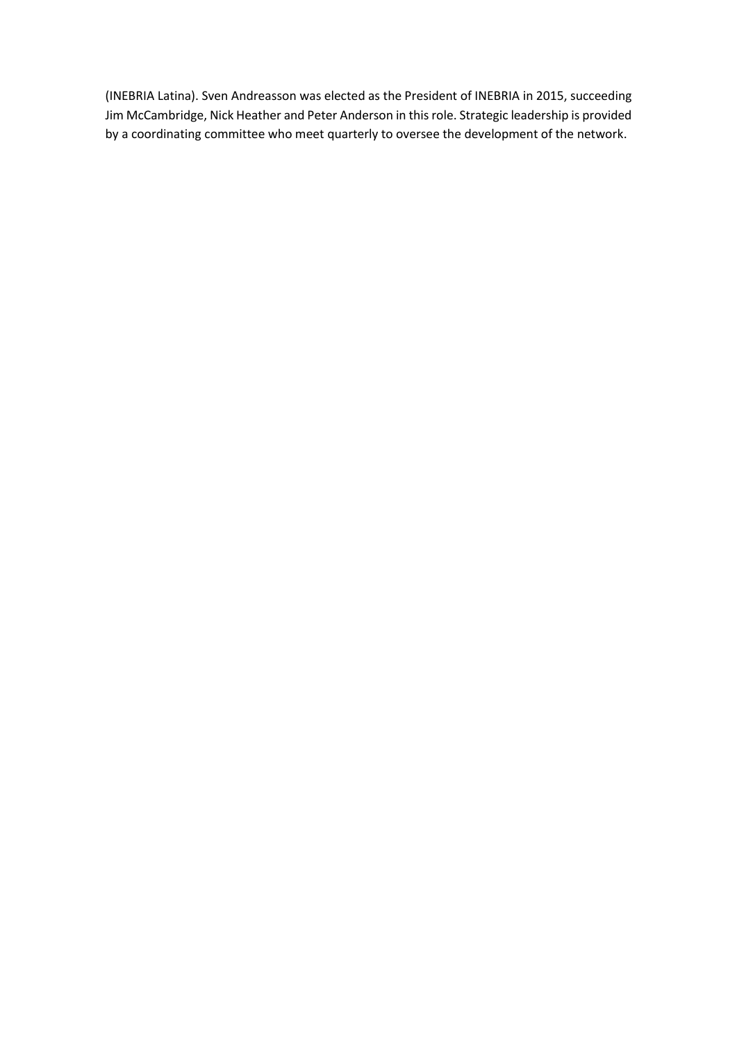(INEBRIA Latina). Sven Andreasson was elected as the President of INEBRIA in 2015, succeeding Jim McCambridge, Nick Heather and Peter Anderson in this role. Strategic leadership is provided by a coordinating committee who meet quarterly to oversee the development of the network.